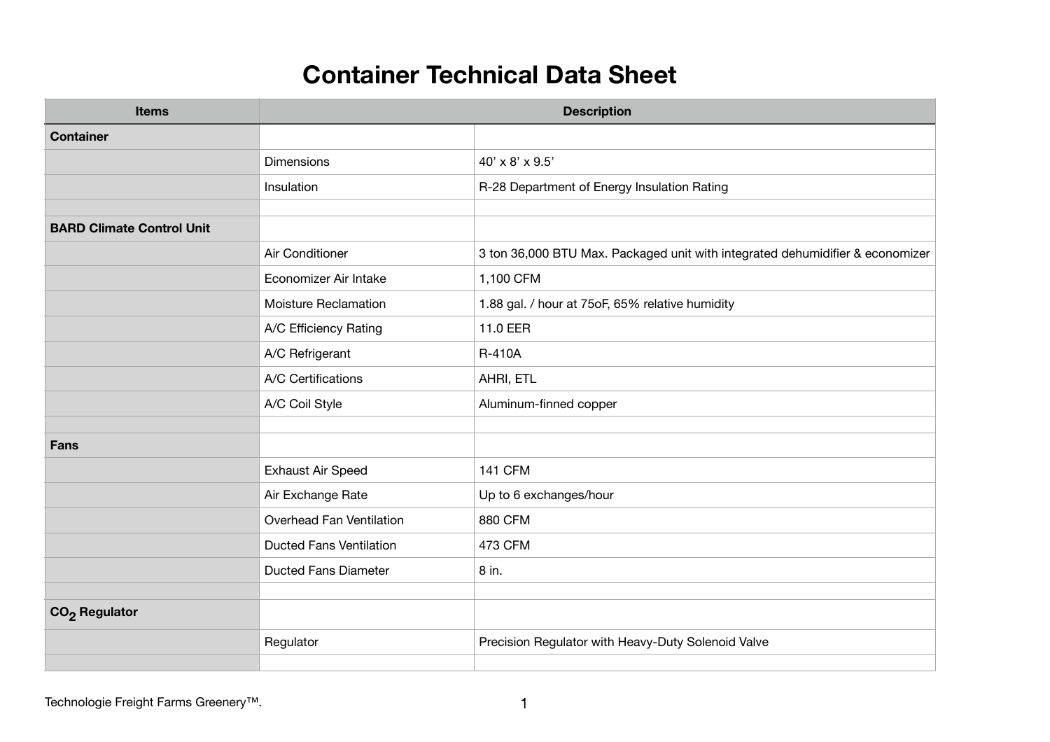# Container Technical Data Sheet

| Items | Description | |
|---|---|---|
| **Container** | | |
| | Dimensions | 40’ x 8’ x 9.5’ |
| | Insulation | R-28 Department of Energy Insulation Rating |
| | | |
| **BARD Climate Control Unit** | | |
| | Air Conditioner | 3 ton 36,000 BTU Max. Packaged unit with integrated dehumidifier & economizer |
| | Economizer Air Intake | 1,100 CFM |
| | Moisture Reclamation | 1.88 gal. / hour at 75oF, 65% relative humidity |
| | A/C Efficiency Rating | 11.0 EER |
| | A/C Refrigerant | R-410A |
| | A/C Certifications | AHRI, ETL |
| | A/C Coil Style | Aluminum-finned copper |
| | | |
| **Fans** | | |
| | Exhaust Air Speed | 141 CFM |
| | Air Exchange Rate | Up to 6 exchanges/hour |
| | Overhead Fan Ventilation | 880 CFM |
| | Ducted Fans Ventilation | 473 CFM |
| | Ducted Fans Diameter | 8 in. |
| | | |
| **$CO_2$ Regulator** | | |
| | Regulator | Precision Regulator with Heavy-Duty Solenoid Valve |
| | | |

Technologie Freight Farms Greenery™.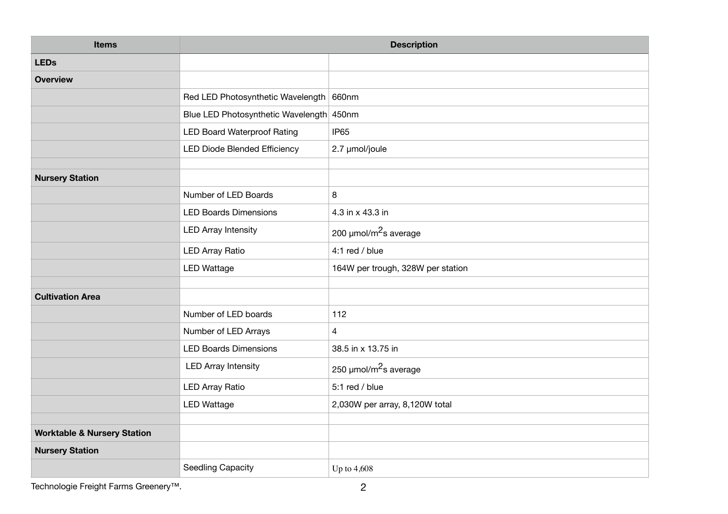| Items | Description | |
|---|---|---|
| **LEDs** | | |
| **Overview** | | |
| | Red LED Photosynthetic Wavelength | 660nm |
| | Blue LED Photosynthetic Wavelength | 450nm |
| | LED Board Waterproof Rating | IP65 |
| | LED Diode Blended Efficiency | 2.7 μmol/joule |
| | | |
| **Nursery Station** | | |
| | Number of LED Boards | 8 |
| | LED Boards Dimensions | 4.3 in x 43.3 in |
| | LED Array Intensity | 200 μmol/m$^2$s average |
| | LED Array Ratio | 4:1 red / blue |
| | LED Wattage | 164W per trough, 328W per station |
| | | |
| **Cultivation Area** | | |
| | Number of LED boards | 112 |
| | Number of LED Arrays | 4 |
| | LED Boards Dimensions | 38.5 in x 13.75 in |
| | LED Array Intensity | 250 μmol/m$^2$s average |
| | LED Array Ratio | 5:1 red / blue |
| | LED Wattage | 2,030W per array, 8,120W total |
| | | |
| **Worktable & Nursery Station** | | |
| **Nursery Station** | | |
| | Seedling Capacity | Up to 4,608 |

Technologie Freight Farms Greenery™.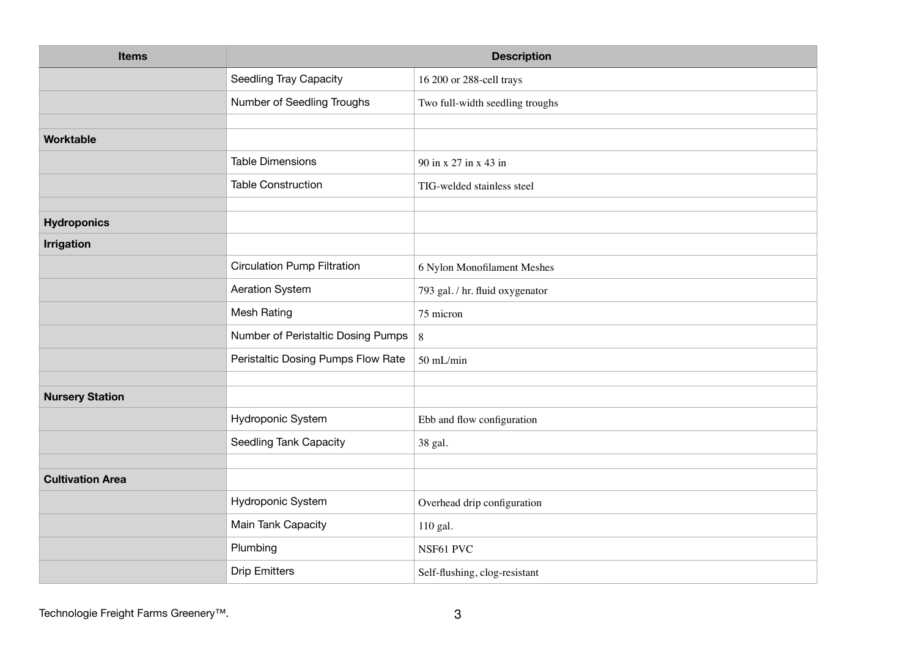| Items | Description | |
|---|---|---|
| | Seedling Tray Capacity | 16 200 or 288-cell trays |
| | Number of Seedling Troughs | Two full-width seedling troughs |
| | | |
| **Worktable** | | |
| | Table Dimensions | 90 in x 27 in x 43 in |
| | Table Construction | TIG-welded stainless steel |
| | | |
| **Hydroponics** | | |
| **Irrigation** | | |
| | Circulation Pump Filtration | 6 Nylon Monofilament Meshes |
| | Aeration System | 793 gal. / hr. fluid oxygenator |
| | Mesh Rating | 75 micron |
| | Number of Peristaltic Dosing Pumps | 8 |
| | Peristaltic Dosing Pumps Flow Rate | 50 mL/min |
| | | |
| **Nursery Station** | | |
| | Hydroponic System | Ebb and flow configuration |
| | Seedling Tank Capacity | 38 gal. |
| | | |
| **Cultivation Area** | | |
| | Hydroponic System | Overhead drip configuration |
| | Main Tank Capacity | 110 gal. |
| | Plumbing | NSF61 PVC |
| | Drip Emitters | Self-flushing, clog-resistant |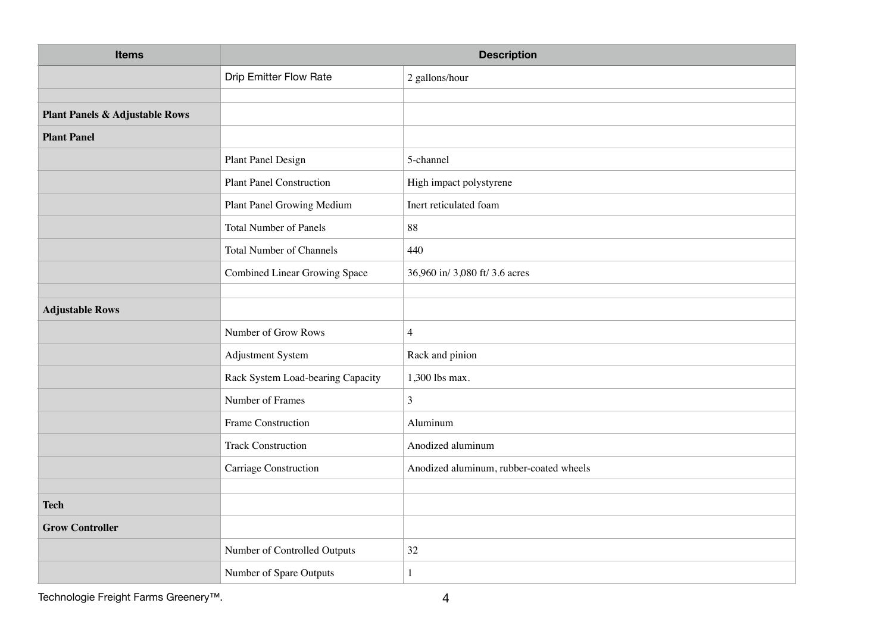| Items | Description | |
|---|---|---|
| | Drip Emitter Flow Rate | 2 gallons/hour |
| | | |
| **Plant Panels & Adjustable Rows** | | |
| **Plant Panel** | | |
| | Plant Panel Design | 5-channel |
| | Plant Panel Construction | High impact polystyrene |
| | Plant Panel Growing Medium | Inert reticulated foam |
| | Total Number of Panels | 88 |
| | Total Number of Channels | 440 |
| | Combined Linear Growing Space | 36,960 in/ 3,080 ft/ 3.6 acres |
| | | |
| **Adjustable Rows** | | |
| | Number of Grow Rows | 4 |
| | Adjustment System | Rack and pinion |
| | Rack System Load-bearing Capacity | 1,300 lbs max. |
| | Number of Frames | 3 |
| | Frame Construction | Aluminum |
| | Track Construction | Anodized aluminum |
| | Carriage Construction | Anodized aluminum, rubber-coated wheels |
| | | |
| **Tech** | | |
| **Grow Controller** | | |
| | Number of Controlled Outputs | 32 |
| | Number of Spare Outputs | 1 |

Technologie Freight Farms Greenery™.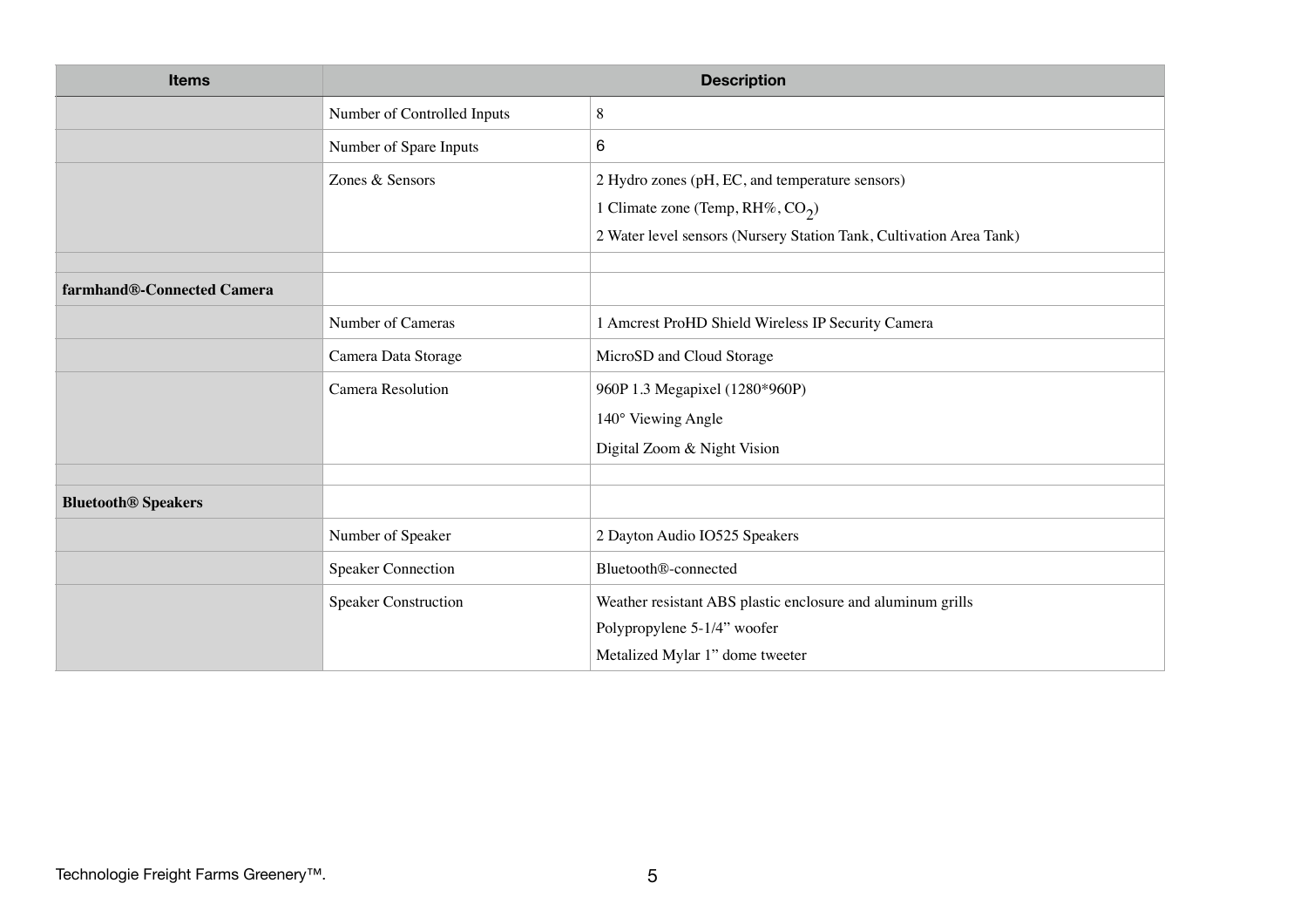| Items | Description | |
|---|---|---|
| | Number of Controlled Inputs | 8 |
| | Number of Spare Inputs | 6 |
| | Zones & Sensors | 2 Hydro zones (pH, EC, and temperature sensors)<br>1 Climate zone (Temp, RH%, $CO_2$)<br>2 Water level sensors (Nursery Station Tank, Cultivation Area Tank) |
| | | |
| **farmhand®-Connected Camera** | | |
| | Number of Cameras | 1 Amcrest ProHD Shield Wireless IP Security Camera |
| | Camera Data Storage | MicroSD and Cloud Storage |
| | Camera Resolution | 960P 1.3 Megapixel (1280*960P)<br>140° Viewing Angle<br>Digital Zoom & Night Vision |
| | | |
| **Bluetooth® Speakers** | | |
| | Number of Speaker | 2 Dayton Audio IO525 Speakers |
| | Speaker Connection | Bluetooth®-connected |
| | Speaker Construction | Weather resistant ABS plastic enclosure and aluminum grills<br>Polypropylene 5-1/4” woofer<br>Metalized Mylar 1” dome tweeter |